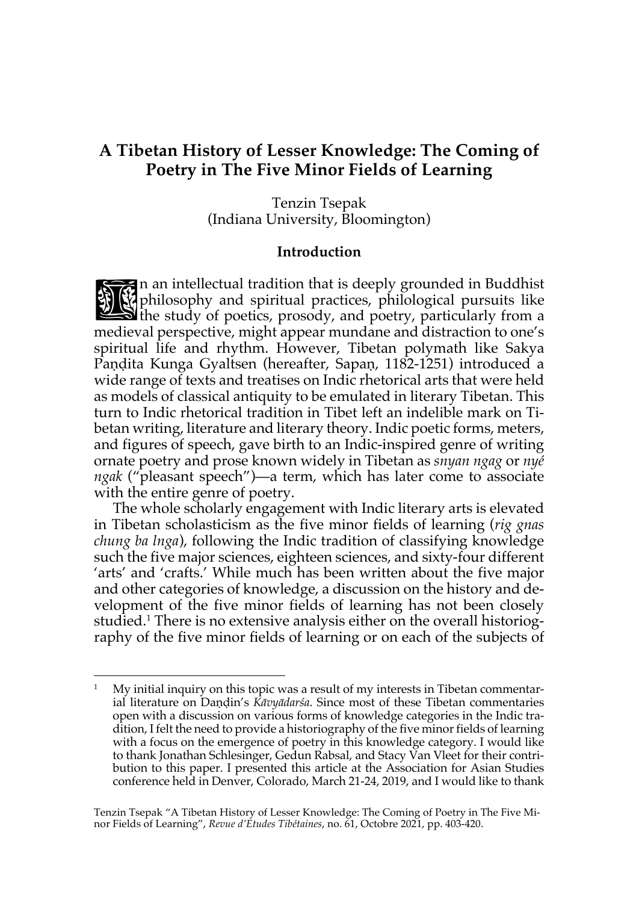# A Tibetan History of Lesser Knowledge: The Coming of Poetry in The Five Minor Fields of Learning

Tenzin Tsepak
(Indiana University, Bloomington)

## Introduction

In an intellectual tradition that is deeply grounded in Buddhist philosophy and spiritual practices, philological pursuits like the study of poetics, prosody, and poetry, particularly from a medieval perspective, might appear mundane and distraction to one's spiritual life and rhythm. However, Tibetan polymath like Sakya Paṇḍita Kunga Gyaltsen (hereafter, Sapaṇ, 1182-1251) introduced a wide range of texts and treatises on Indic rhetorical arts that were held as models of classical antiquity to be emulated in literary Tibetan. This turn to Indic rhetorical tradition in Tibet left an indelible mark on Tibetan writing, literature and literary theory. Indic poetic forms, meters, and figures of speech, gave birth to an Indic-inspired genre of writing ornate poetry and prose known widely in Tibetan as *snyan ngag* or *nyé ngak* ("pleasant speech")—a term, which has later come to associate with the entire genre of poetry.

The whole scholarly engagement with Indic literary arts is elevated in Tibetan scholasticism as the five minor fields of learning (*rig gnas chung ba lnga*), following the Indic tradition of classifying knowledge such the five major sciences, eighteen sciences, and sixty-four different 'arts' and 'crafts.' While much has been written about the five major and other categories of knowledge, a discussion on the history and development of the five minor fields of learning has not been closely studied.[1] There is no extensive analysis either on the overall historiography of the five minor fields of learning or on each of the subjects of

[1] My initial inquiry on this topic was a result of my interests in Tibetan commentarial literature on Daṇḍin's *Kāvyādarśa*. Since most of these Tibetan commentaries open with a discussion on various forms of knowledge categories in the Indic tradition, I felt the need to provide a historiography of the five minor fields of learning with a focus on the emergence of poetry in this knowledge category. I would like to thank Jonathan Schlesinger, Gedun Rabsal, and Stacy Van Vleet for their contribution to this paper. I presented this article at the Association for Asian Studies conference held in Denver, Colorado, March 21-24, 2019, and I would like to thank

Tenzin Tsepak "A Tibetan History of Lesser Knowledge: The Coming of Poetry in The Five Minor Fields of Learning", *Revue d'Études Tibétaines*, no. 61, Octobre 2021, pp. 403-420.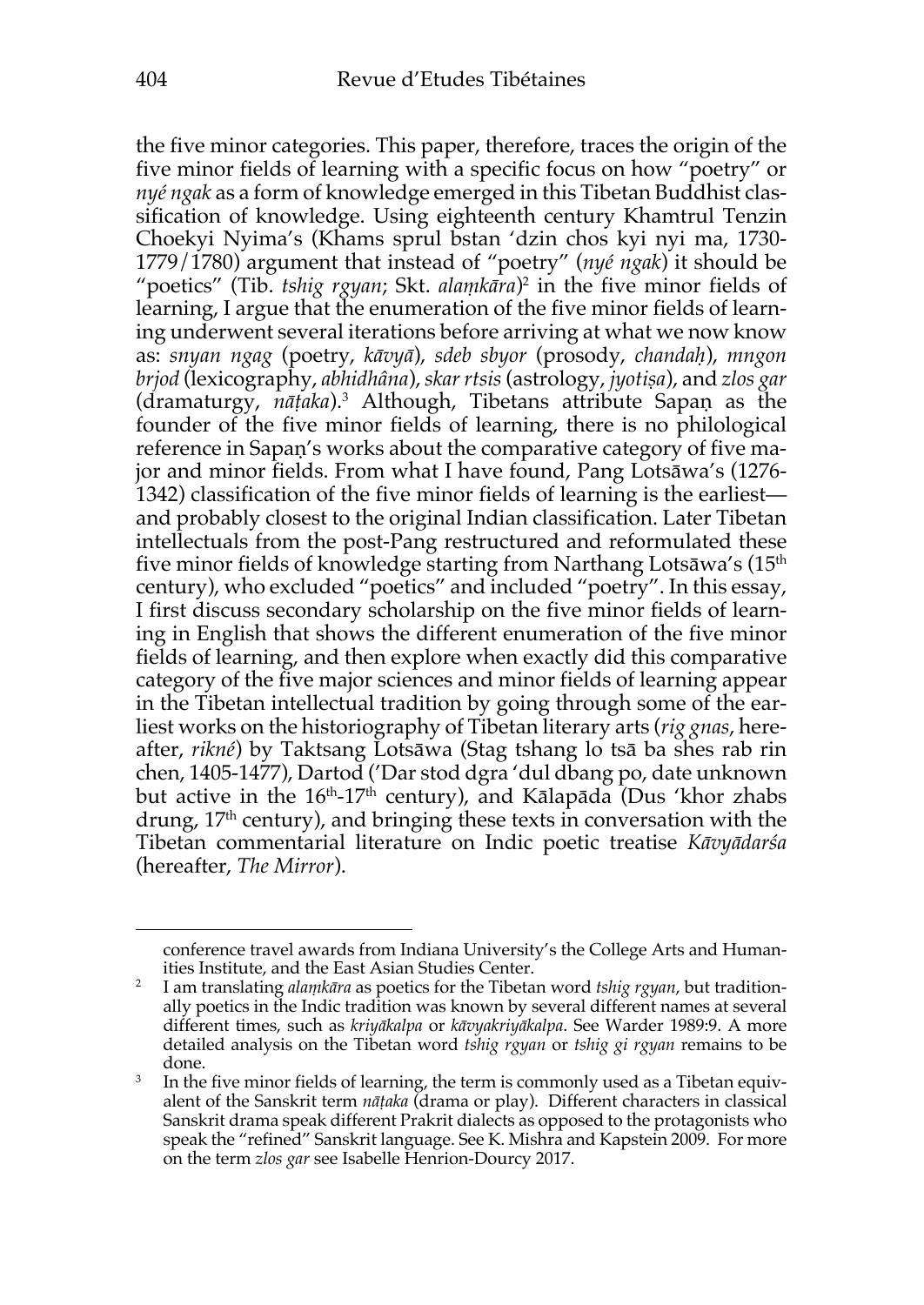the five minor categories. This paper, therefore, traces the origin of the five minor fields of learning with a specific focus on how "poetry" or *nyé ngak* as a form of knowledge emerged in this Tibetan Buddhist classification of knowledge. Using eighteenth century Khamtrul Tenzin Choekyi Nyima's (Khams sprul bstan 'dzin chos kyi nyi ma, 1730-1779/1780) argument that instead of "poetry" (*nyé ngak*) it should be "poetics" (Tib. *tshig rgyan*; Skt. *alaṃkāra*)[2] in the five minor fields of learning, I argue that the enumeration of the five minor fields of learning underwent several iterations before arriving at what we now know as: *snyan ngag* (poetry, *kāvyā*), *sdeb sbyor* (prosody, *chandaḥ*), *mngon brjod* (lexicography, *abhidhâna*), *skar rtsis* (astrology, *jyotiṣa*), and *zlos gar* (dramaturgy, *nāṭaka*).[3] Although, Tibetans attribute Sapaṇ as the founder of the five minor fields of learning, there is no philological reference in Sapaṇ's works about the comparative category of five major and minor fields. From what I have found, Pang Lotsāwa's (1276-1342) classification of the five minor fields of learning is the earliest—and probably closest to the original Indian classification. Later Tibetan intellectuals from the post-Pang restructured and reformulated these five minor fields of knowledge starting from Narthang Lotsāwa's (15th century), who excluded "poetics" and included "poetry". In this essay, I first discuss secondary scholarship on the five minor fields of learning in English that shows the different enumeration of the five minor fields of learning, and then explore when exactly did this comparative category of the five major sciences and minor fields of learning appear in the Tibetan intellectual tradition by going through some of the earliest works on the historiography of Tibetan literary arts (*rig gnas*, hereafter, *rikné*) by Taktsang Lotsāwa (Stag tshang lo tsā ba shes rab rin chen, 1405-1477), Dartod ('Dar stod dgra 'dul dbang po, date unknown but active in the 16th-17th century), and Kālapāda (Dus 'khor zhabs drung, 17th century), and bringing these texts in conversation with the Tibetan commentarial literature on Indic poetic treatise *Kāvyādarśa* (hereafter, *The Mirror*).

---

conference travel awards from Indiana University's the College Arts and Humanities Institute, and the East Asian Studies Center.

[2] I am translating *alaṃkāra* as poetics for the Tibetan word *tshig rgyan*, but traditionally poetics in the Indic tradition was known by several different names at several different times, such as *kriyākalpa* or *kāvyakriyākalpa*. See Warder 1989:9. A more detailed analysis on the Tibetan word *tshig rgyan* or *tshig gi rgyan* remains to be done.

[3] In the five minor fields of learning, the term is commonly used as a Tibetan equivalent of the Sanskrit term *nāṭaka* (drama or play). Different characters in classical Sanskrit drama speak different Prakrit dialects as opposed to the protagonists who speak the "refined" Sanskrit language. See K. Mishra and Kapstein 2009. For more on the term *zlos gar* see Isabelle Henrion-Dourcy 2017.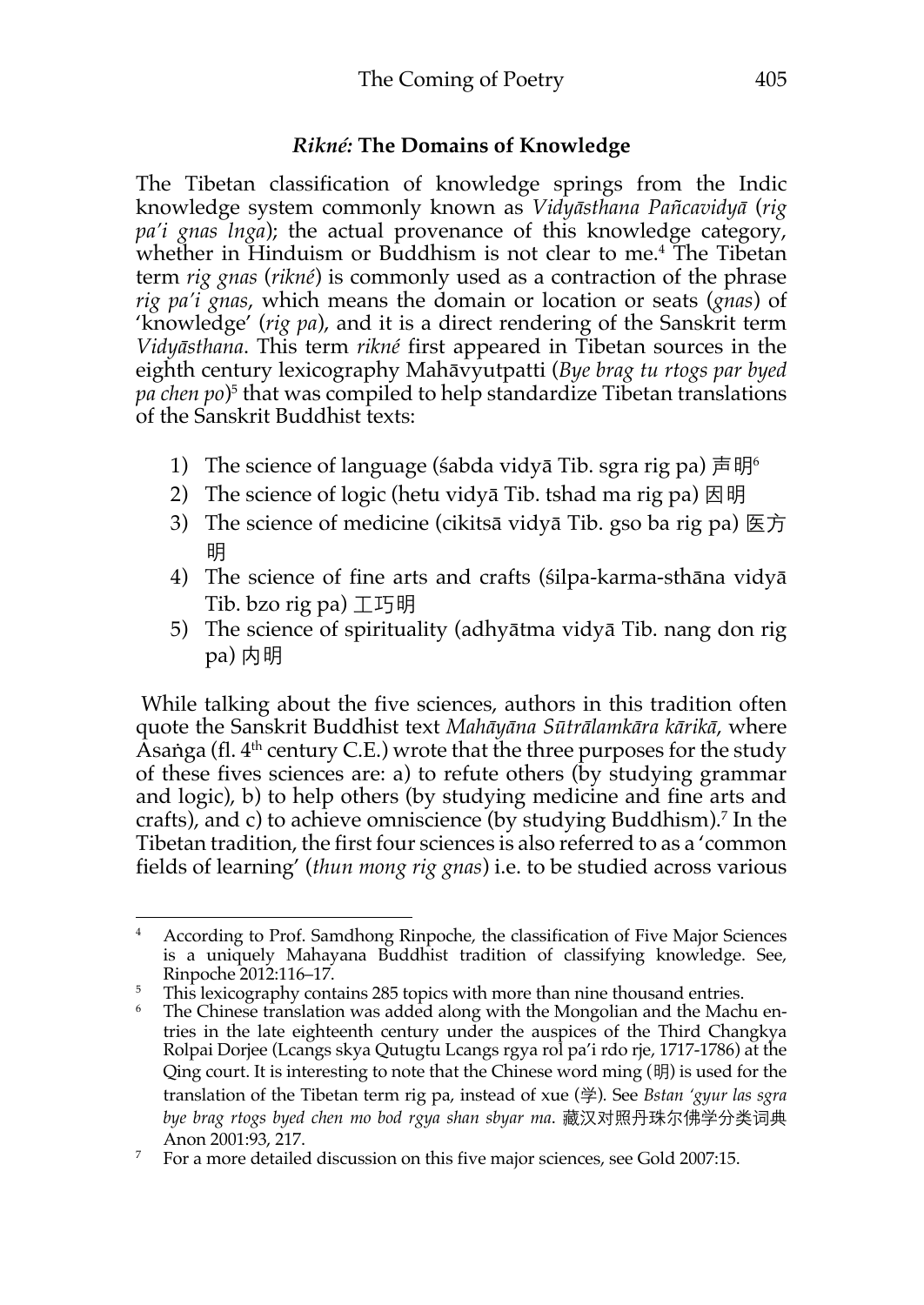### *Rikné:* The Domains of Knowledge

The Tibetan classification of knowledge springs from the Indic knowledge system commonly known as *Vidyāsthana Pañcavidyā* (*rig pa'i gnas lnga*); the actual provenance of this knowledge category, whether in Hinduism or Buddhism is not clear to me.[4] The Tibetan term *rig gnas* (*rikné*) is commonly used as a contraction of the phrase *rig pa'i gnas*, which means the domain or location or seats (*gnas*) of 'knowledge' (*rig pa*), and it is a direct rendering of the Sanskrit term *Vidyāsthana*. This term *rikné* first appeared in Tibetan sources in the eighth century lexicography Mahāvyutpatti (*Bye brag tu rtogs par byed pa chen po*)[5] that was compiled to help standardize Tibetan translations of the Sanskrit Buddhist texts:

1) The science of language (śabda vidyā Tib. sgra rig pa) 声明[6]
2) The science of logic (hetu vidyā Tib. tshad ma rig pa) 因明
3) The science of medicine (cikitsā vidyā Tib. gso ba rig pa) 医方明
4) The science of fine arts and crafts (śilpa-karma-sthāna vidyā Tib. bzo rig pa) 工巧明
5) The science of spirituality (adhyātma vidyā Tib. nang don rig pa) 内明

While talking about the five sciences, authors in this tradition often quote the Sanskrit Buddhist text *Mahāyāna Sūtrālamkāra kārikā*, where Asaṅga (fl. 4th century C.E.) wrote that the three purposes for the study of these fives sciences are: a) to refute others (by studying grammar and logic), b) to help others (by studying medicine and fine arts and crafts), and c) to achieve omniscience (by studying Buddhism).[7] In the Tibetan tradition, the first four sciences is also referred to as a 'common fields of learning' (*thun mong rig gnas*) i.e. to be studied across various

---

[4] According to Prof. Samdhong Rinpoche, the classification of Five Major Sciences is a uniquely Mahayana Buddhist tradition of classifying knowledge. See, Rinpoche 2012:116–17.

[5] This lexicography contains 285 topics with more than nine thousand entries.

[6] The Chinese translation was added along with the Mongolian and the Machu entries in the late eighteenth century under the auspices of the Third Changkya Rolpai Dorjee (Lcangs skya Qutugtu Lcangs rgya rol pa'i rdo rje, 1717-1786) at the Qing court. It is interesting to note that the Chinese word ming (明) is used for the translation of the Tibetan term rig pa, instead of xue (学). See *Bstan 'gyur las sgra bye brag rtogs byed chen mo bod rgya shan sbyar ma*. 藏汉对照丹珠尔佛学分类词典 Anon 2001:93, 217.

[7] For a more detailed discussion on this five major sciences, see Gold 2007:15.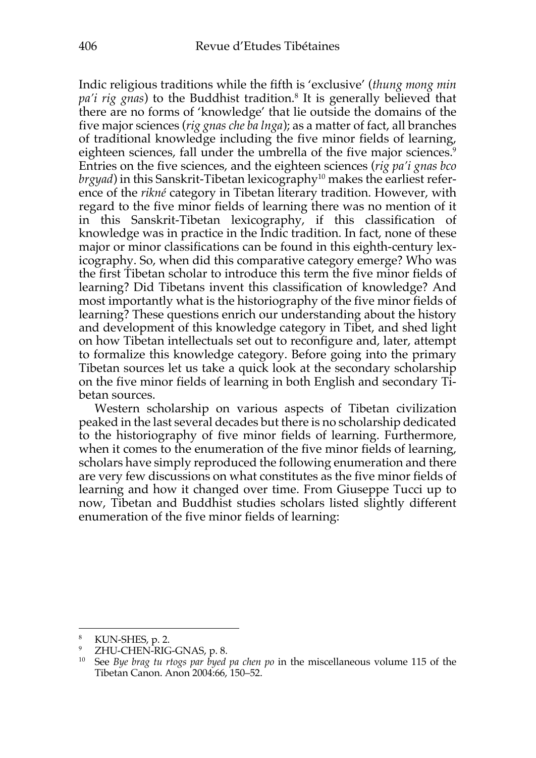Indic religious traditions while the fifth is 'exclusive' (*thung mong min pa'i rig gnas*) to the Buddhist tradition.[8] It is generally believed that there are no forms of 'knowledge' that lie outside the domains of the five major sciences (*rig gnas che ba lnga*); as a matter of fact, all branches of traditional knowledge including the five minor fields of learning, eighteen sciences, fall under the umbrella of the five major sciences.[9] Entries on the five sciences, and the eighteen sciences (*rig pa'i gnas bco brgyad*) in this Sanskrit-Tibetan lexicography[10] makes the earliest reference of the *rikné* category in Tibetan literary tradition. However, with regard to the five minor fields of learning there was no mention of it in this Sanskrit-Tibetan lexicography, if this classification of knowledge was in practice in the Indic tradition. In fact, none of these major or minor classifications can be found in this eighth-century lexicography. So, when did this comparative category emerge? Who was the first Tibetan scholar to introduce this term the five minor fields of learning? Did Tibetans invent this classification of knowledge? And most importantly what is the historiography of the five minor fields of learning? These questions enrich our understanding about the history and development of this knowledge category in Tibet, and shed light on how Tibetan intellectuals set out to reconfigure and, later, attempt to formalize this knowledge category. Before going into the primary Tibetan sources let us take a quick look at the secondary scholarship on the five minor fields of learning in both English and secondary Tibetan sources.

Western scholarship on various aspects of Tibetan civilization peaked in the last several decades but there is no scholarship dedicated to the historiography of five minor fields of learning. Furthermore, when it comes to the enumeration of the five minor fields of learning, scholars have simply reproduced the following enumeration and there are very few discussions on what constitutes as the five minor fields of learning and how it changed over time. From Giuseppe Tucci up to now, Tibetan and Buddhist studies scholars listed slightly different enumeration of the five minor fields of learning:

---

[8] KUN-SHES, p. 2.

[9] ZHU-CHEN-RIG-GNAS, p. 8.

[10] See *Bye brag tu rtogs par byed pa chen po* in the miscellaneous volume 115 of the Tibetan Canon. Anon 2004:66, 150–52.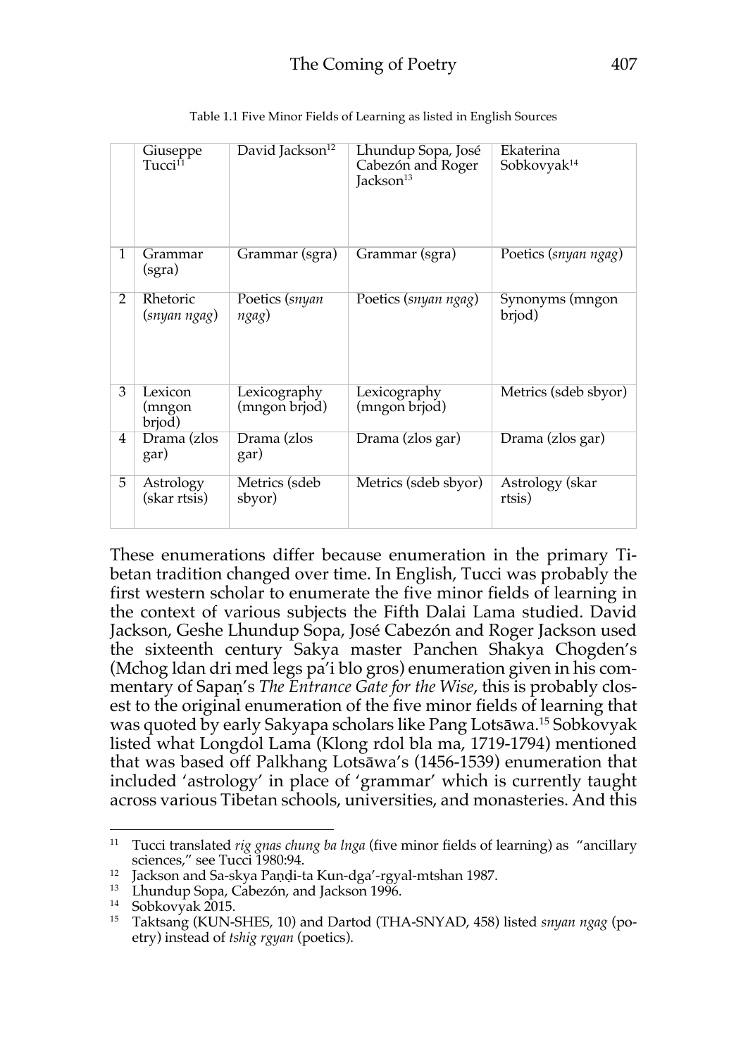Table 1.1 Five Minor Fields of Learning as listed in English Sources

| | Giuseppe Tucci[11] | David Jackson[12] | Lhundup Sopa, José Cabezón and Roger Jackson[13] | Ekaterina Sobkovyak[14] |
|---|---|---|---|---|
| 1 | Grammar (sgra) | Grammar (sgra) | Grammar (sgra) | Poetics (*snyan ngag*) |
| 2 | Rhetoric (*snyan ngag*) | Poetics (*snyan ngag*) | Poetics (*snyan ngag*) | Synonyms (mngon brjod) |
| 3 | Lexicon (mngon brjod) | Lexicography (mngon brjod) | Lexicography (mngon brjod) | Metrics (sdeb sbyor) |
| 4 | Drama (zlos gar) | Drama (zlos gar) | Drama (zlos gar) | Drama (zlos gar) |
| 5 | Astrology (skar rtsis) | Metrics (sdeb sbyor) | Metrics (sdeb sbyor) | Astrology (skar rtsis) |

These enumerations differ because enumeration in the primary Tibetan tradition changed over time. In English, Tucci was probably the first western scholar to enumerate the five minor fields of learning in the context of various subjects the Fifth Dalai Lama studied. David Jackson, Geshe Lhundup Sopa, José Cabezón and Roger Jackson used the sixteenth century Sakya master Panchen Shakya Chogden's (Mchog ldan dri med legs pa'i blo gros) enumeration given in his commentary of Sapaṇ's *The Entrance Gate for the Wise*, this is probably closest to the original enumeration of the five minor fields of learning that was quoted by early Sakyapa scholars like Pang Lotsāwa.[15] Sobkovyak listed what Longdol Lama (Klong rdol bla ma, 1719-1794) mentioned that was based off Palkhang Lotsāwa's (1456-1539) enumeration that included 'astrology' in place of 'grammar' which is currently taught across various Tibetan schools, universities, and monasteries. And this

---

[11] Tucci translated *rig gnas chung ba lnga* (five minor fields of learning) as "ancillary sciences," see Tucci 1980:94.

[12] Jackson and Sa-skya Paṇḍi-ta Kun-dga'-rgyal-mtshan 1987.

[13] Lhundup Sopa, Cabezón, and Jackson 1996.

[14] Sobkovyak 2015.

[15] Taktsang (KUN-SHES, 10) and Dartod (THA-SNYAD, 458) listed *snyan ngag* (poetry) instead of *tshig rgyan* (poetics).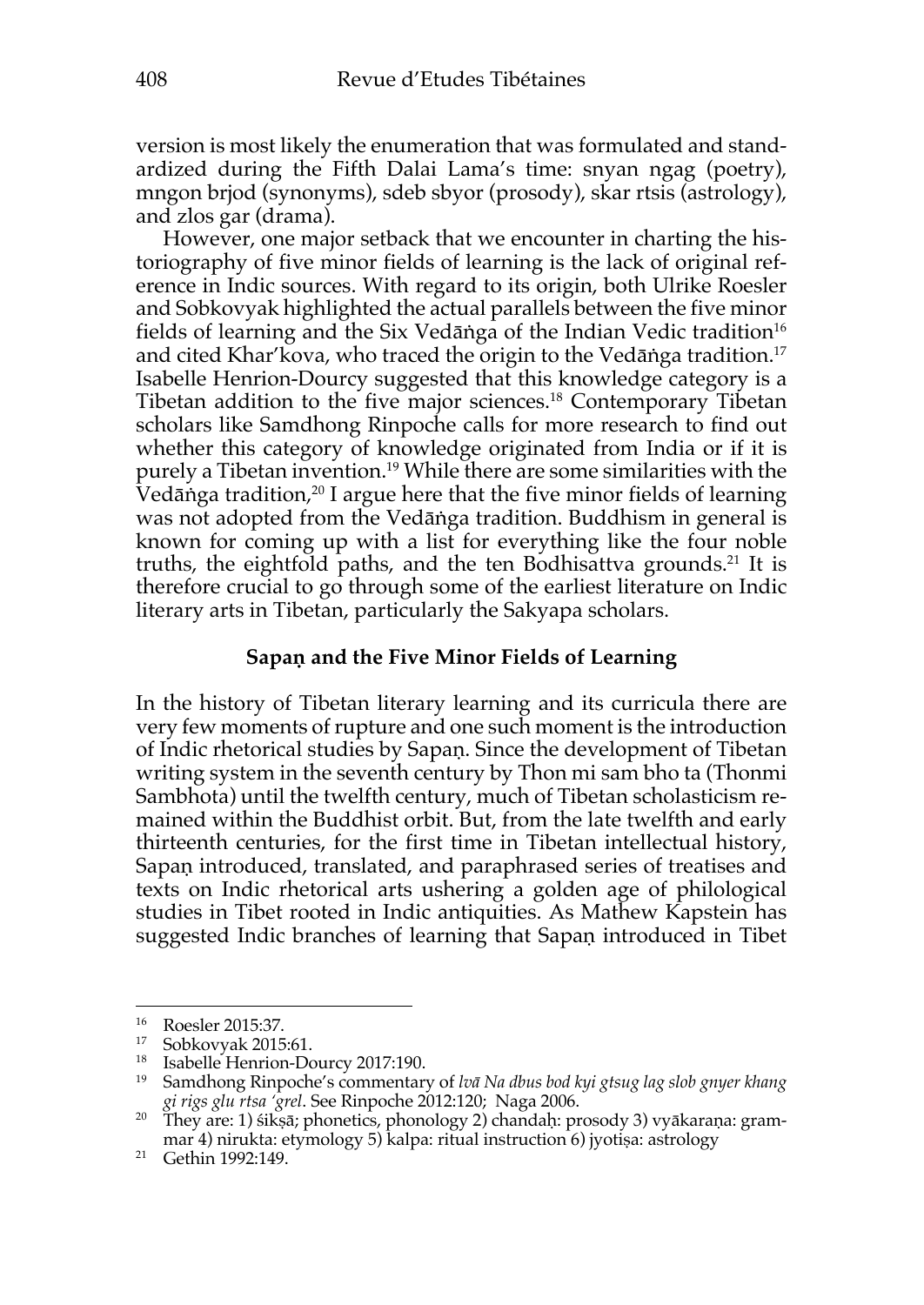version is most likely the enumeration that was formulated and standardized during the Fifth Dalai Lama's time: snyan ngag (poetry), mngon brjod (synonyms), sdeb sbyor (prosody), skar rtsis (astrology), and zlos gar (drama).

However, one major setback that we encounter in charting the historiography of five minor fields of learning is the lack of original reference in Indic sources. With regard to its origin, both Ulrike Roesler and Sobkovyak highlighted the actual parallels between the five minor fields of learning and the Six Vedāṅga of the Indian Vedic tradition[16] and cited Khar'kova, who traced the origin to the Vedāṅga tradition.[17] Isabelle Henrion-Dourcy suggested that this knowledge category is a Tibetan addition to the five major sciences.[18] Contemporary Tibetan scholars like Samdhong Rinpoche calls for more research to find out whether this category of knowledge originated from India or if it is purely a Tibetan invention.[19] While there are some similarities with the Vedāṅga tradition,[20] I argue here that the five minor fields of learning was not adopted from the Vedāṅga tradition. Buddhism in general is known for coming up with a list for everything like the four noble truths, the eightfold paths, and the ten Bodhisattva grounds.[21] It is therefore crucial to go through some of the earliest literature on Indic literary arts in Tibetan, particularly the Sakyapa scholars.

## Sapaṇ and the Five Minor Fields of Learning

In the history of Tibetan literary learning and its curricula there are very few moments of rupture and one such moment is the introduction of Indic rhetorical studies by Sapaṇ. Since the development of Tibetan writing system in the seventh century by Thon mi sam bho ta (Thonmi Sambhota) until the twelfth century, much of Tibetan scholasticism remained within the Buddhist orbit. But, from the late twelfth and early thirteenth centuries, for the first time in Tibetan intellectual history, Sapaṇ introduced, translated, and paraphrased series of treatises and texts on Indic rhetorical arts ushering a golden age of philological studies in Tibet rooted in Indic antiquities. As Mathew Kapstein has suggested Indic branches of learning that Sapaṇ introduced in Tibet

---

[16] Roesler 2015:37.

[17] Sobkovyak 2015:61.

[18] Isabelle Henrion-Dourcy 2017:190.

[19] Samdhong Rinpoche's commentary of *lvā Na dbus bod kyi gtsug lag slob gnyer khang gi rigs glu rtsa 'grel*. See Rinpoche 2012:120; Naga 2006.

[20] They are: 1) śikṣā; phonetics, phonology 2) chandaḥ: prosody 3) vyākaraṇa: grammar 4) nirukta: etymology 5) kalpa: ritual instruction 6) jyotiṣa: astrology

[21] Gethin 1992:149.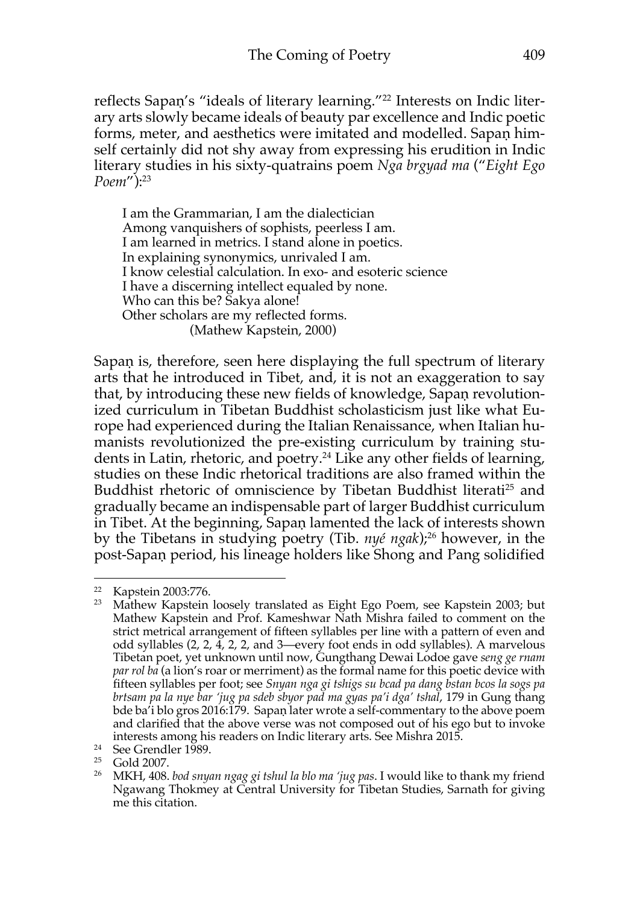reflects Sapaṇ's "ideals of literary learning."[22] Interests on Indic literary arts slowly became ideals of beauty par excellence and Indic poetic forms, meter, and aesthetics were imitated and modelled. Sapaṇ himself certainly did not shy away from expressing his erudition in Indic literary studies in his sixty-quatrains poem *Nga brgyad ma* ("*Eight Ego Poem*"):[23]

> I am the Grammarian, I am the dialectician
> Among vanquishers of sophists, peerless I am.
> I am learned in metrics. I stand alone in poetics.
> In explaining synonymics, unrivaled I am.
> I know celestial calculation. In exo- and esoteric science
> I have a discerning intellect equaled by none.
> Who can this be? Sakya alone!
> Other scholars are my reflected forms.
> (Mathew Kapstein, 2000)

Sapaṇ is, therefore, seen here displaying the full spectrum of literary arts that he introduced in Tibet, and, it is not an exaggeration to say that, by introducing these new fields of knowledge, Sapaṇ revolutionized curriculum in Tibetan Buddhist scholasticism just like what Europe had experienced during the Italian Renaissance, when Italian humanists revolutionized the pre-existing curriculum by training students in Latin, rhetoric, and poetry.[24] Like any other fields of learning, studies on these Indic rhetorical traditions are also framed within the Buddhist rhetoric of omniscience by Tibetan Buddhist literati[25] and gradually became an indispensable part of larger Buddhist curriculum in Tibet. At the beginning, Sapaṇ lamented the lack of interests shown by the Tibetans in studying poetry (Tib. *nyé ngak*);[26] however, in the post-Sapaṇ period, his lineage holders like Shong and Pang solidified

---

[22] Kapstein 2003:776.

[23] Mathew Kapstein loosely translated as Eight Ego Poem, see Kapstein 2003; but Mathew Kapstein and Prof. Kameshwar Nath Mishra failed to comment on the strict metrical arrangement of fifteen syllables per line with a pattern of even and odd syllables (2, 2, 4, 2, 2, and 3—every foot ends in odd syllables). A marvelous Tibetan poet, yet unknown until now, Gungthang Dewai Lodoe gave *seng ge rnam par rol ba* (a lion's roar or merriment) as the formal name for this poetic device with fifteen syllables per foot; see *Snyan nga gi tshigs su bcad pa dang bstan bcos la sogs pa brtsam pa la nye bar 'jug pa sdeb sbyor pad ma gyas pa'i dga' tshal*, 179 in Gung thang bde ba'i blo gros 2016:179. Sapaṇ later wrote a self-commentary to the above poem and clarified that the above verse was not composed out of his ego but to invoke interests among his readers on Indic literary arts. See Mishra 2015.

[24] See Grendler 1989.

[25] Gold 2007.

[26] MKH, 408. *bod snyan ngag gi tshul la blo ma 'jug pas*. I would like to thank my friend Ngawang Thokmey at Central University for Tibetan Studies, Sarnath for giving me this citation.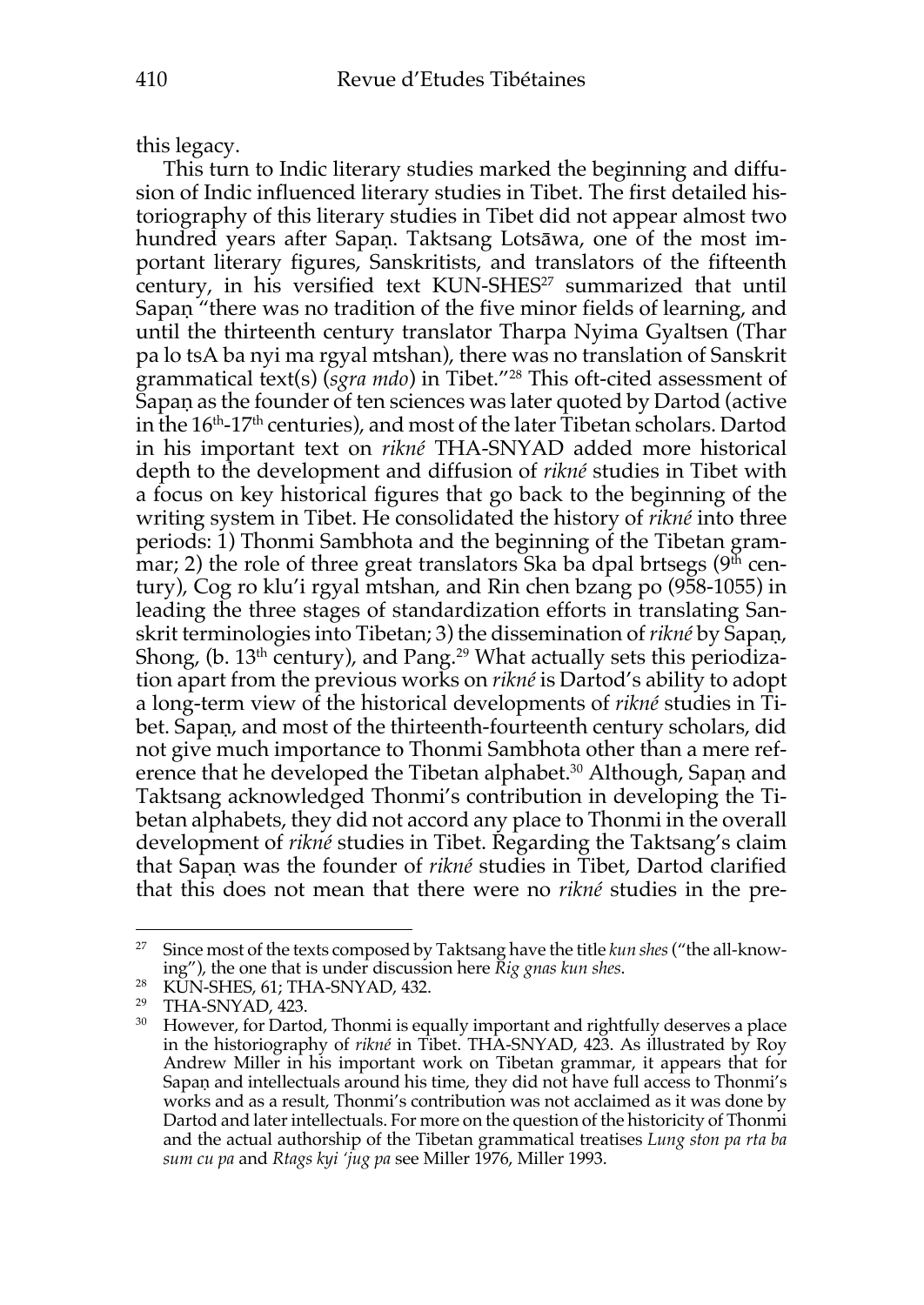this legacy.

This turn to Indic literary studies marked the beginning and diffusion of Indic influenced literary studies in Tibet. The first detailed historiography of this literary studies in Tibet did not appear almost two hundred years after Sapaṇ. Taktsang Lotsāwa, one of the most important literary figures, Sanskritists, and translators of the fifteenth century, in his versified text KUN-SHES[27] summarized that until Sapaṇ "there was no tradition of the five minor fields of learning, and until the thirteenth century translator Tharpa Nyima Gyaltsen (Thar pa lo tsA ba nyi ma rgyal mtshan), there was no translation of Sanskrit grammatical text(s) (*sgra mdo*) in Tibet."[28] This oft-cited assessment of Sapaṇ as the founder of ten sciences was later quoted by Dartod (active in the 16th-17th centuries), and most of the later Tibetan scholars. Dartod in his important text on *rikné* THA-SNYAD added more historical depth to the development and diffusion of *rikné* studies in Tibet with a focus on key historical figures that go back to the beginning of the writing system in Tibet. He consolidated the history of *rikné* into three periods: 1) Thonmi Sambhota and the beginning of the Tibetan grammar; 2) the role of three great translators Ska ba dpal brtsegs (9th century), Cog ro klu'i rgyal mtshan, and Rin chen bzang po (958-1055) in leading the three stages of standardization efforts in translating Sanskrit terminologies into Tibetan; 3) the dissemination of *rikné* by Sapaṇ, Shong, (b. 13th century), and Pang.[29] What actually sets this periodization apart from the previous works on *rikné* is Dartod's ability to adopt a long-term view of the historical developments of *rikné* studies in Tibet. Sapaṇ, and most of the thirteenth-fourteenth century scholars, did not give much importance to Thonmi Sambhota other than a mere reference that he developed the Tibetan alphabet.[30] Although, Sapaṇ and Taktsang acknowledged Thonmi's contribution in developing the Tibetan alphabets, they did not accord any place to Thonmi in the overall development of *rikné* studies in Tibet. Regarding the Taktsang's claim that Sapaṇ was the founder of *rikné* studies in Tibet, Dartod clarified that this does not mean that there were no *rikné* studies in the pre-

---

[27] Since most of the texts composed by Taktsang have the title *kun shes* ("the all-knowing"), the one that is under discussion here *Rig gnas kun shes*.

[28] KUN-SHES, 61; THA-SNYAD, 432.

[29] THA-SNYAD, 423.

[30] However, for Dartod, Thonmi is equally important and rightfully deserves a place in the historiography of *rikné* in Tibet. THA-SNYAD, 423. As illustrated by Roy Andrew Miller in his important work on Tibetan grammar, it appears that for Sapaṇ and intellectuals around his time, they did not have full access to Thonmi's works and as a result, Thonmi's contribution was not acclaimed as it was done by Dartod and later intellectuals. For more on the question of the historicity of Thonmi and the actual authorship of the Tibetan grammatical treatises *Lung ston pa rta ba sum cu pa* and *Rtags kyi 'jug pa* see Miller 1976, Miller 1993.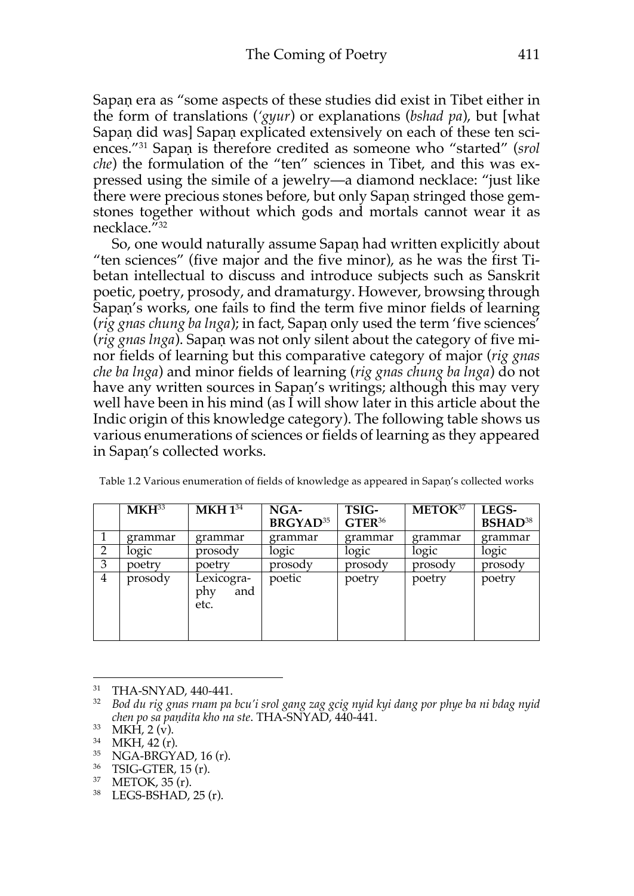Sapaṇ era as "some aspects of these studies did exist in Tibet either in the form of translations (*'gyur*) or explanations (*bshad pa*), but [what Sapaṇ did was] Sapaṇ explicated extensively on each of these ten sciences."[31] Sapaṇ is therefore credited as someone who "started" (*srol che*) the formulation of the "ten" sciences in Tibet, and this was expressed using the simile of a jewelry—a diamond necklace: "just like there were precious stones before, but only Sapaṇ stringed those gemstones together without which gods and mortals cannot wear it as necklace."[32]

So, one would naturally assume Sapaṇ had written explicitly about "ten sciences" (five major and the five minor), as he was the first Tibetan intellectual to discuss and introduce subjects such as Sanskrit poetic, poetry, prosody, and dramaturgy. However, browsing through Sapaṇ's works, one fails to find the term five minor fields of learning (*rig gnas chung ba lnga*); in fact, Sapaṇ only used the term 'five sciences' (*rig gnas lnga*). Sapaṇ was not only silent about the category of five minor fields of learning but this comparative category of major (*rig gnas che ba lnga*) and minor fields of learning (*rig gnas chung ba lnga*) do not have any written sources in Sapaṇ's writings; although this may very well have been in his mind (as I will show later in this article about the Indic origin of this knowledge category). The following table shows us various enumerations of sciences or fields of learning as they appeared in Sapaṇ's collected works.

Table 1.2 Various enumeration of fields of knowledge as appeared in Sapaṇ's collected works

| | **MKH**[33] | **MKH 1**[34] | **NGA-BRGYAD**[35] | **TSIG-GTER**[36] | **METOK**[37] | **LEGS-BSHAD**[38] |
|---|---|---|---|---|---|---|
| 1 | grammar | grammar | grammar | grammar | grammar | grammar |
| 2 | logic | prosody | logic | logic | logic | logic |
| 3 | poetry | poetry | prosody | prosody | prosody | prosody |
| 4 | prosody | Lexicography and etc. | poetic | poetry | poetry | poetry |

[31] THA-SNYAD, 440-441.

[32] *Bod du rig gnas rnam pa bcu'i srol gang zag gcig nyid kyi dang por phye ba ni bdag nyid chen po sa paṇḍita kho na ste*. THA-SNYAD, 440-441.

[33] MKH, 2 (v).

[34] MKH, 42 (r).

[35] NGA-BRGYAD, 16 (r).

[36] TSIG-GTER, 15 (r).

[37] METOK, 35 (r).

[38] LEGS-BSHAD, 25 (r).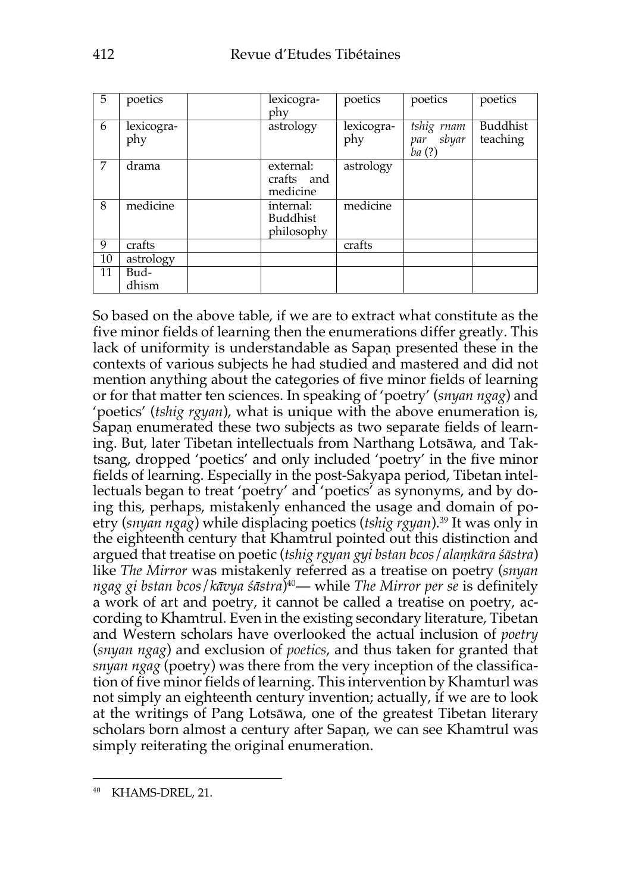| 5 | poetics | | lexicography | poetics | poetics | poetics |
|---|---|---|---|---|---|---|
| 6 | lexicography | | astrology | lexicography | *tshig rnam par sbyar ba* (?) | Buddhist teaching |
| 7 | drama | | external: crafts and medicine | astrology | | |
| 8 | medicine | | internal: Buddhist philosophy | medicine | | |
| 9 | crafts | | | crafts | | |
| 10 | astrology | | | | | |
| 11 | Buddhism | | | | | |

So based on the above table, if we are to extract what constitute as the five minor fields of learning then the enumerations differ greatly. This lack of uniformity is understandable as Sapaṇ presented these in the contexts of various subjects he had studied and mastered and did not mention anything about the categories of five minor fields of learning or for that matter ten sciences. In speaking of 'poetry' (*snyan ngag*) and 'poetics' (*tshig rgyan*), what is unique with the above enumeration is, Sapaṇ enumerated these two subjects as two separate fields of learning. But, later Tibetan intellectuals from Narthang Lotsāwa, and Taktsang, dropped 'poetics' and only included 'poetry' in the five minor fields of learning. Especially in the post-Sakyapa period, Tibetan intellectuals began to treat 'poetry' and 'poetics' as synonyms, and by doing this, perhaps, mistakenly enhanced the usage and domain of poetry (*snyan ngag*) while displacing poetics (*tshig rgyan*).[39] It was only in the eighteenth century that Khamtrul pointed out this distinction and argued that treatise on poetic (*tshig rgyan gyi bstan bcos/alaṃkāra śāstra*) like *The Mirror* was mistakenly referred as a treatise on poetry (*snyan ngag gi bstan bcos/kāvya śāstra*)[40]— while *The Mirror per se* is definitely a work of art and poetry, it cannot be called a treatise on poetry, according to Khamtrul. Even in the existing secondary literature, Tibetan and Western scholars have overlooked the actual inclusion of *poetry* (*snyan ngag*) and exclusion of *poetics*, and thus taken for granted that *snyan ngag* (poetry) was there from the very inception of the classification of five minor fields of learning. This intervention by Khamturl was not simply an eighteenth century invention; actually, if we are to look at the writings of Pang Lotsāwa, one of the greatest Tibetan literary scholars born almost a century after Sapaṇ, we can see Khamtrul was simply reiterating the original enumeration.

---

[40] KHAMS-DREL, 21.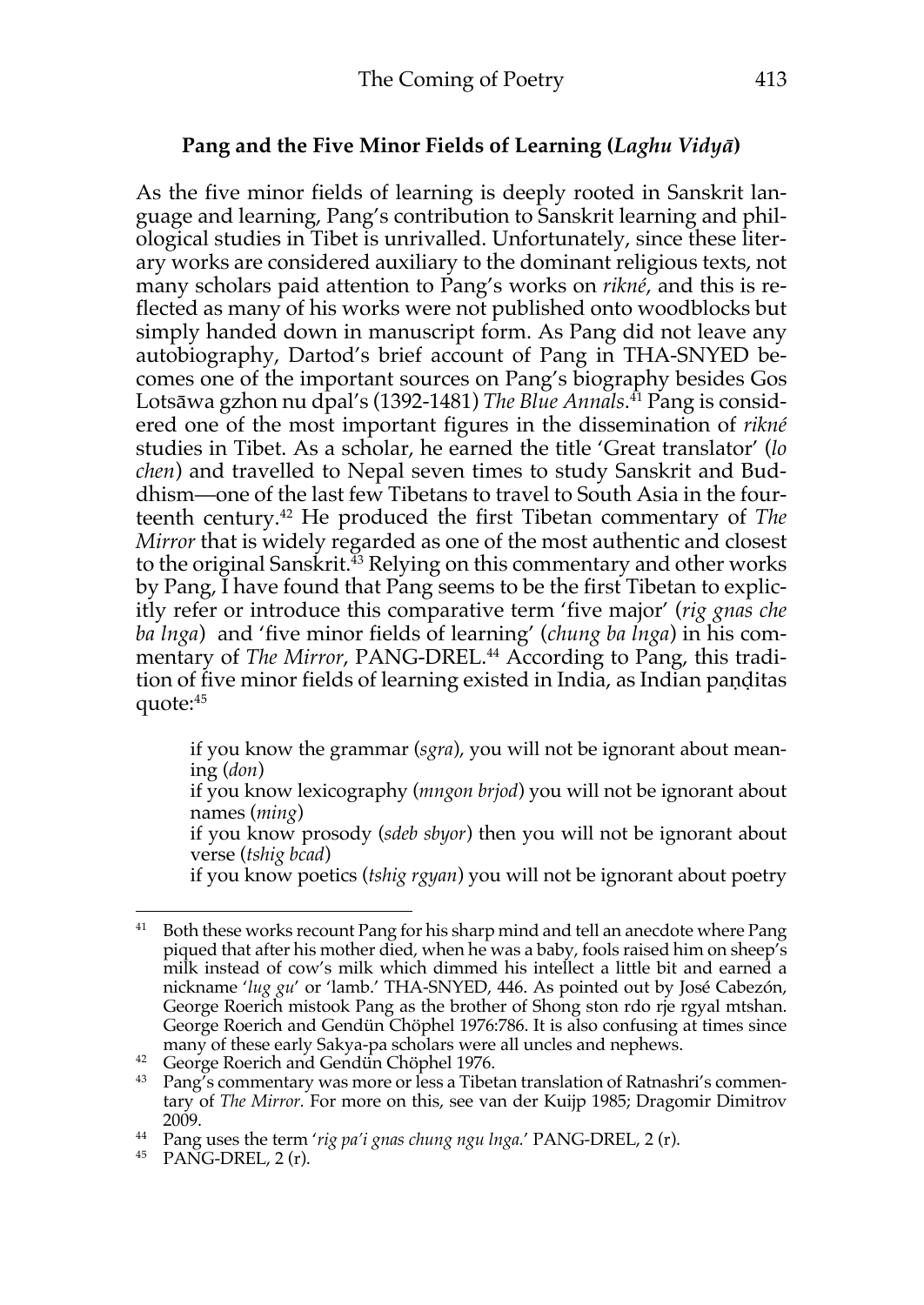### Pang and the Five Minor Fields of Learning (*Laghu Vidyā*)

As the five minor fields of learning is deeply rooted in Sanskrit language and learning, Pang's contribution to Sanskrit learning and philological studies in Tibet is unrivalled. Unfortunately, since these literary works are considered auxiliary to the dominant religious texts, not many scholars paid attention to Pang's works on *rikné*, and this is reflected as many of his works were not published onto woodblocks but simply handed down in manuscript form. As Pang did not leave any autobiography, Dartod's brief account of Pang in THA-SNYED becomes one of the important sources on Pang's biography besides Gos Lotsāwa gzhon nu dpal's (1392-1481) *The Blue Annals*.[41] Pang is considered one of the most important figures in the dissemination of *rikné* studies in Tibet. As a scholar, he earned the title 'Great translator' (*lo chen*) and travelled to Nepal seven times to study Sanskrit and Buddhism—one of the last few Tibetans to travel to South Asia in the fourteenth century.[42] He produced the first Tibetan commentary of *The Mirror* that is widely regarded as one of the most authentic and closest to the original Sanskrit.[43] Relying on this commentary and other works by Pang, I have found that Pang seems to be the first Tibetan to explicitly refer or introduce this comparative term 'five major' (*rig gnas che ba lnga*) and 'five minor fields of learning' (*chung ba lnga*) in his commentary of *The Mirror*, PANG-DREL.[44] According to Pang, this tradition of five minor fields of learning existed in India, as Indian paṇḍitas quote:[45]

> if you know the grammar (*sgra*), you will not be ignorant about meaning (*don*)
> if you know lexicography (*mngon brjod*) you will not be ignorant about names (*ming*)
> if you know prosody (*sdeb sbyor*) then you will not be ignorant about verse (*tshig bcad*)
> if you know poetics (*tshig rgyan*) you will not be ignorant about poetry

---

[41] Both these works recount Pang for his sharp mind and tell an anecdote where Pang piqued that after his mother died, when he was a baby, fools raised him on sheep's milk instead of cow's milk which dimmed his intellect a little bit and earned a nickname '*lug gu*' or 'lamb.' THA-SNYED, 446. As pointed out by José Cabezón, George Roerich mistook Pang as the brother of Shong ston rdo rje rgyal mtshan. George Roerich and Gendün Chöphel 1976:786. It is also confusing at times since many of these early Sakya-pa scholars were all uncles and nephews.

[42] George Roerich and Gendün Chöphel 1976.

[43] Pang's commentary was more or less a Tibetan translation of Ratnashri's commentary of *The Mirror*. For more on this, see van der Kuijp 1985; Dragomir Dimitrov 2009.

[44] Pang uses the term '*rig pa'i gnas chung ngu lnga*.' PANG-DREL, 2 (r).

[45] PANG-DREL, 2 (r).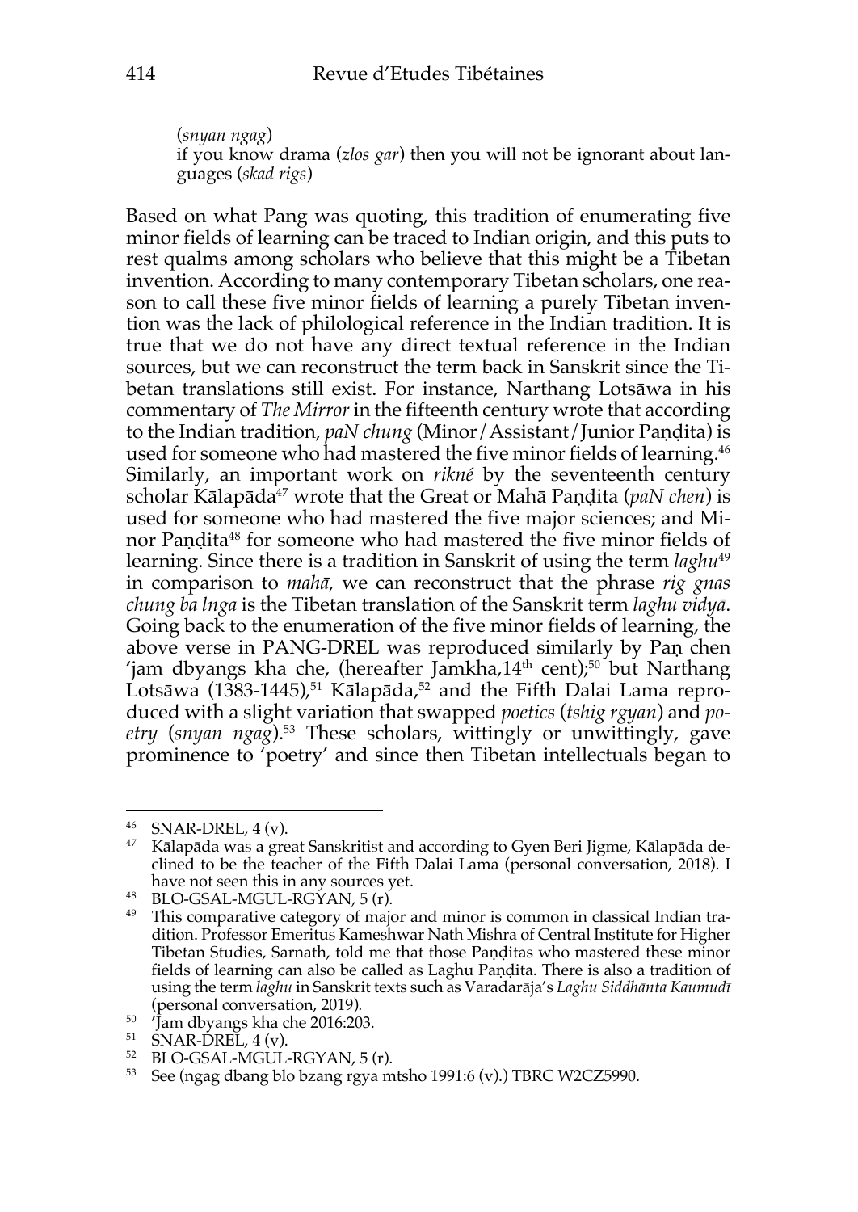(*snyan ngag*)
if you know drama (*zlos gar*) then you will not be ignorant about languages (*skad rigs*)

Based on what Pang was quoting, this tradition of enumerating five minor fields of learning can be traced to Indian origin, and this puts to rest qualms among scholars who believe that this might be a Tibetan invention. According to many contemporary Tibetan scholars, one reason to call these five minor fields of learning a purely Tibetan invention was the lack of philological reference in the Indian tradition. It is true that we do not have any direct textual reference in the Indian sources, but we can reconstruct the term back in Sanskrit since the Tibetan translations still exist. For instance, Narthang Lotsāwa in his commentary of *The Mirror* in the fifteenth century wrote that according to the Indian tradition, *paN chung* (Minor/Assistant/Junior Paṇḍita) is used for someone who had mastered the five minor fields of learning.[46] Similarly, an important work on *rikné* by the seventeenth century scholar Kālapāda[47] wrote that the Great or Mahā Paṇḍita (*paN chen*) is used for someone who had mastered the five major sciences; and Minor Paṇḍita[48] for someone who had mastered the five minor fields of learning. Since there is a tradition in Sanskrit of using the term *laghu*[49] in comparison to *mahā*, we can reconstruct that the phrase *rig gnas chung ba lnga* is the Tibetan translation of the Sanskrit term *laghu vidyā*. Going back to the enumeration of the five minor fields of learning, the above verse in PANG-DREL was reproduced similarly by Paṇ chen 'jam dbyangs kha che, (hereafter Jamkha,14th cent);[50] but Narthang Lotsāwa (1383-1445),[51] Kālapāda,[52] and the Fifth Dalai Lama reproduced with a slight variation that swapped *poetics* (*tshig rgyan*) and *poetry* (*snyan ngag*).[53] These scholars, wittingly or unwittingly, gave prominence to 'poetry' and since then Tibetan intellectuals began to

---

[46] SNAR-DREL, 4 (v).

[47] Kālapāda was a great Sanskritist and according to Gyen Beri Jigme, Kālapāda declined to be the teacher of the Fifth Dalai Lama (personal conversation, 2018). I have not seen this in any sources yet.

[48] BLO-GSAL-MGUL-RGYAN, 5 (r).

[49] This comparative category of major and minor is common in classical Indian tradition. Professor Emeritus Kameshwar Nath Mishra of Central Institute for Higher Tibetan Studies, Sarnath, told me that those Paṇḍitas who mastered these minor fields of learning can also be called as Laghu Paṇḍita. There is also a tradition of using the term *laghu* in Sanskrit texts such as Varadarāja's *Laghu Siddhānta Kaumudī* (personal conversation, 2019).

[50] 'Jam dbyangs kha che 2016:203.

[51] SNAR-DREL, 4 (v).

[52] BLO-GSAL-MGUL-RGYAN, 5 (r).

[53] See (ngag dbang blo bzang rgya mtsho 1991:6 (v).) TBRC W2CZ5990.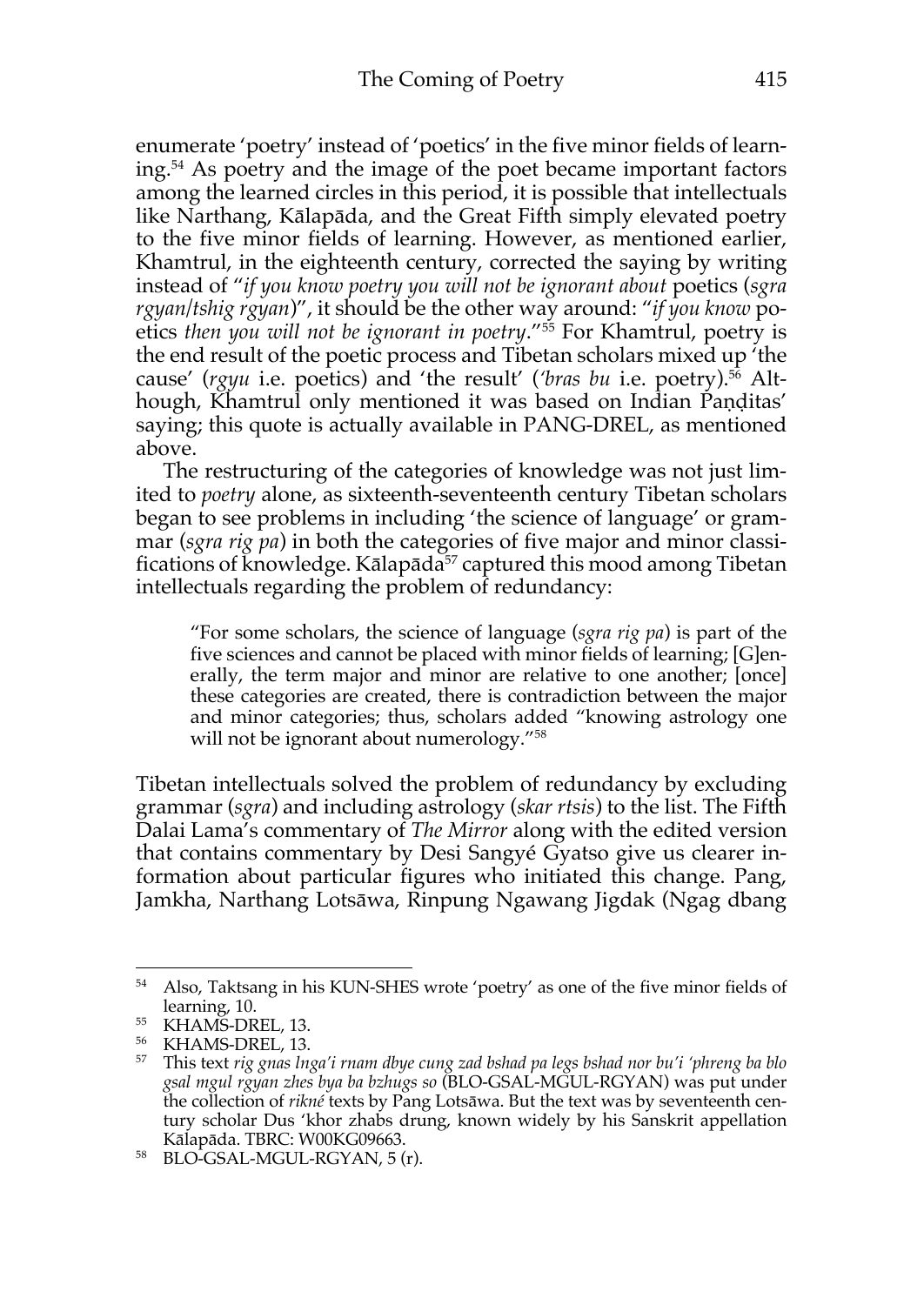enumerate 'poetry' instead of 'poetics' in the five minor fields of learning.[54] As poetry and the image of the poet became important factors among the learned circles in this period, it is possible that intellectuals like Narthang, Kālapāda, and the Great Fifth simply elevated poetry to the five minor fields of learning. However, as mentioned earlier, Khamtrul, in the eighteenth century, corrected the saying by writing instead of "*if you know poetry you will not be ignorant about* poetics (*sgra rgyan/tshig rgyan*)", it should be the other way around: "*if you know* poetics *then you will not be ignorant in poetry*."[55] For Khamtrul, poetry is the end result of the poetic process and Tibetan scholars mixed up 'the cause' (*rgyu* i.e. poetics) and 'the result' (*'bras bu* i.e. poetry).[56] Although, Khamtrul only mentioned it was based on Indian Paṇḍitas' saying; this quote is actually available in PANG-DREL, as mentioned above.

The restructuring of the categories of knowledge was not just limited to *poetry* alone, as sixteenth-seventeenth century Tibetan scholars began to see problems in including 'the science of language' or grammar (*sgra rig pa*) in both the categories of five major and minor classifications of knowledge. Kālapāda[57] captured this mood among Tibetan intellectuals regarding the problem of redundancy:

> "For some scholars, the science of language (*sgra rig pa*) is part of the five sciences and cannot be placed with minor fields of learning; [G]enerally, the term major and minor are relative to one another; [once] these categories are created, there is contradiction between the major and minor categories; thus, scholars added "knowing astrology one will not be ignorant about numerology."[58]

Tibetan intellectuals solved the problem of redundancy by excluding grammar (*sgra*) and including astrology (*skar rtsis*) to the list. The Fifth Dalai Lama's commentary of *The Mirror* along with the edited version that contains commentary by Desi Sangyé Gyatso give us clearer information about particular figures who initiated this change. Pang, Jamkha, Narthang Lotsāwa, Rinpung Ngawang Jigdak (Ngag dbang

---

[54] Also, Taktsang in his KUN-SHES wrote 'poetry' as one of the five minor fields of learning, 10.

[55] KHAMS-DREL, 13.

[56] KHAMS-DREL, 13.

[57] This text *rig gnas lnga'i rnam dbye cung zad bshad pa legs bshad nor bu'i 'phreng ba blo gsal mgul rgyan zhes bya ba bzhugs so* (BLO-GSAL-MGUL-RGYAN) was put under the collection of *rikné* texts by Pang Lotsāwa. But the text was by seventeenth century scholar Dus 'khor zhabs drung, known widely by his Sanskrit appellation Kālapāda. TBRC: W00KG09663.

[58] BLO-GSAL-MGUL-RGYAN, 5 (r).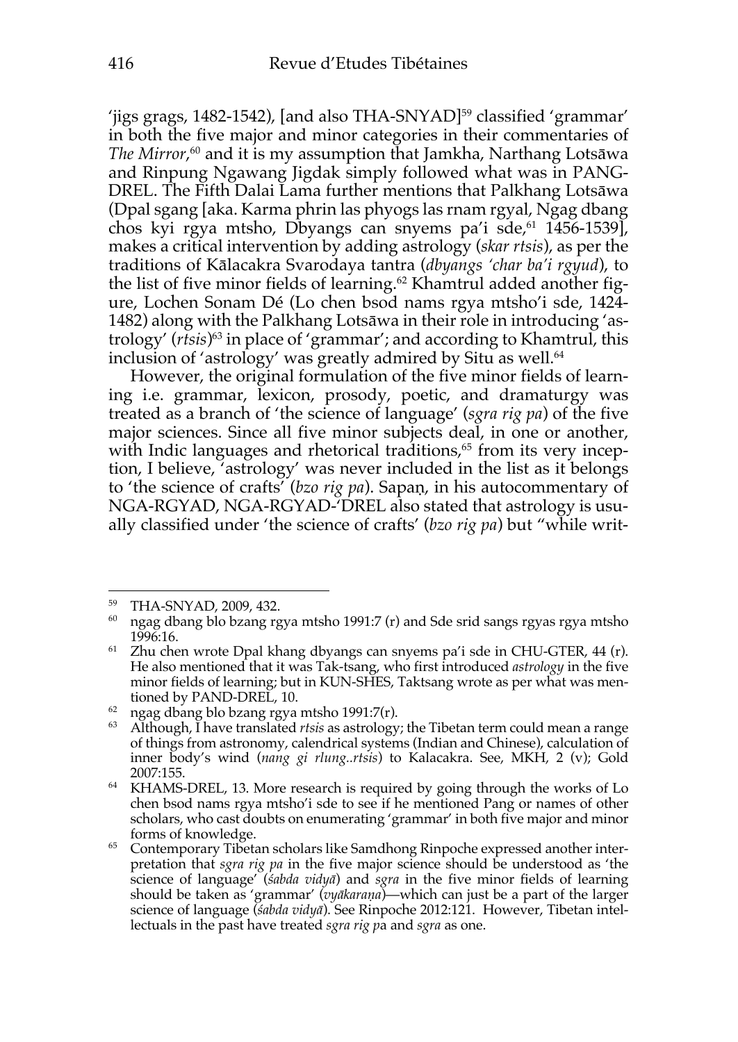'jigs grags, 1482-1542), [and also THA-SNYAD][59] classified 'grammar' in both the five major and minor categories in their commentaries of *The Mirror*,[60] and it is my assumption that Jamkha, Narthang Lotsāwa and Rinpung Ngawang Jigdak simply followed what was in PANG-DREL. The Fifth Dalai Lama further mentions that Palkhang Lotsāwa (Dpal sgang [aka. Karma phrin las phyogs las rnam rgyal, Ngag dbang chos kyi rgya mtsho, Dbyangs can snyems pa'i sde,[61] 1456-1539], makes a critical intervention by adding astrology (*skar rtsis*), as per the traditions of Kālacakra Svarodaya tantra (*dbyangs 'char ba'i rgyud*), to the list of five minor fields of learning.[62] Khamtrul added another figure, Lochen Sonam Dé (Lo chen bsod nams rgya mtsho'i sde, 1424-1482) along with the Palkhang Lotsāwa in their role in introducing 'astrology' (*rtsis*)[63] in place of 'grammar'; and according to Khamtrul, this inclusion of 'astrology' was greatly admired by Situ as well.[64]

However, the original formulation of the five minor fields of learning i.e. grammar, lexicon, prosody, poetic, and dramaturgy was treated as a branch of 'the science of language' (*sgra rig pa*) of the five major sciences. Since all five minor subjects deal, in one or another, with Indic languages and rhetorical traditions,[65] from its very inception, I believe, 'astrology' was never included in the list as it belongs to 'the science of crafts' (*bzo rig pa*). Sapaṇ, in his autocommentary of NGA-RGYAD, NGA-RGYAD-'DREL also stated that astrology is usually classified under 'the science of crafts' (*bzo rig pa*) but "while writ-

---

[59] THA-SNYAD, 2009, 432.

[60] ngag dbang blo bzang rgya mtsho 1991:7 (r) and Sde srid sangs rgyas rgya mtsho 1996:16.

[61] Zhu chen wrote Dpal khang dbyangs can snyems pa'i sde in CHU-GTER, 44 (r). He also mentioned that it was Tak-tsang, who first introduced *astrology* in the five minor fields of learning; but in KUN-SHES, Taktsang wrote as per what was mentioned by PAND-DREL, 10.

[62] ngag dbang blo bzang rgya mtsho 1991:7(r).

[63] Although, I have translated *rtsis* as astrology; the Tibetan term could mean a range of things from astronomy, calendrical systems (Indian and Chinese), calculation of inner body's wind (*nang gi rlung..rtsis*) to Kalacakra. See, MKH, 2 (v); Gold 2007:155.

[64] KHAMS-DREL, 13. More research is required by going through the works of Lo chen bsod nams rgya mtsho'i sde to see if he mentioned Pang or names of other scholars, who cast doubts on enumerating 'grammar' in both five major and minor forms of knowledge.

[65] Contemporary Tibetan scholars like Samdhong Rinpoche expressed another interpretation that *sgra rig pa* in the five major science should be understood as 'the science of language' (*śabda vidyā*) and *sgra* in the five minor fields of learning should be taken as 'grammar' (*vyākaraṇa*)—which can just be a part of the larger science of language (*śabda vidyā*). See Rinpoche 2012:121. However, Tibetan intellectuals in the past have treated *sgra rig pa* and *sgra* as one.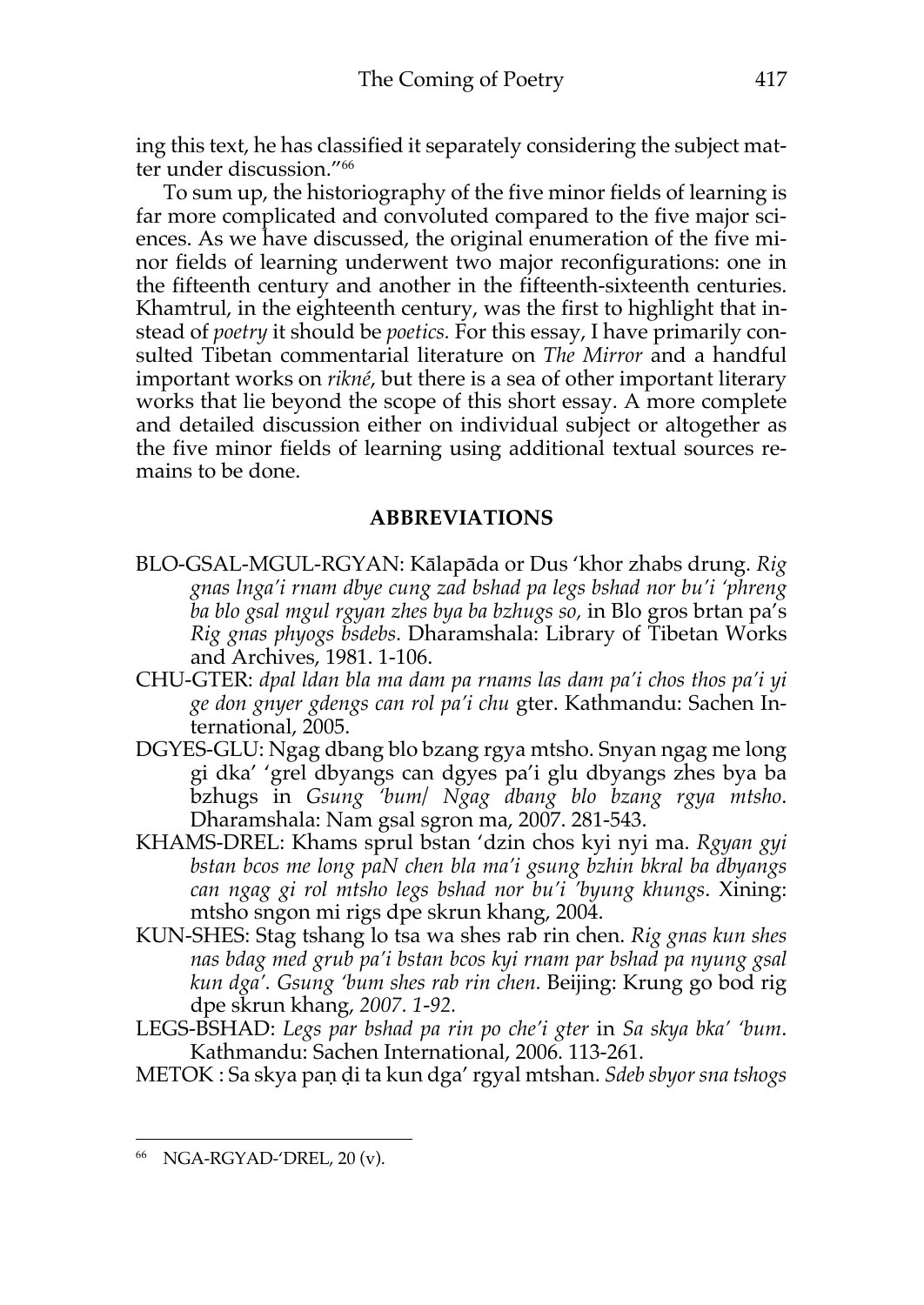ing this text, he has classified it separately considering the subject matter under discussion."[66]

To sum up, the historiography of the five minor fields of learning is far more complicated and convoluted compared to the five major sciences. As we have discussed, the original enumeration of the five minor fields of learning underwent two major reconfigurations: one in the fifteenth century and another in the fifteenth-sixteenth centuries. Khamtrul, in the eighteenth century, was the first to highlight that instead of *poetry* it should be *poetics.* For this essay, I have primarily consulted Tibetan commentarial literature on *The Mirror* and a handful important works on *rikné*, but there is a sea of other important literary works that lie beyond the scope of this short essay. A more complete and detailed discussion either on individual subject or altogether as the five minor fields of learning using additional textual sources remains to be done.

## ABBREVIATIONS

BLO-GSAL-MGUL-RGYAN: Kālapāda or Dus 'khor zhabs drung. *Rig gnas lnga'i rnam dbye cung zad bshad pa legs bshad nor bu'i 'phreng ba blo gsal mgul rgyan zhes bya ba bzhugs so,* in Blo gros brtan pa's *Rig gnas phyogs bsdebs*. Dharamshala: Library of Tibetan Works and Archives, 1981. 1-106.

CHU-GTER: *dpal ldan bla ma dam pa rnams las dam pa'i chos thos pa'i yi ge don gnyer gdengs can rol pa'i chu* gter. Kathmandu: Sachen International, 2005.

DGYES-GLU: Ngag dbang blo bzang rgya mtsho. Snyan ngag me long gi dka' 'grel dbyangs can dgyes pa'i glu dbyangs zhes bya ba bzhugs in *Gsung 'bum/ Ngag dbang blo bzang rgya mtsho*. Dharamshala: Nam gsal sgron ma, 2007. 281-543.

KHAMS-DREL: Khams sprul bstan 'dzin chos kyi nyi ma. *Rgyan gyi bstan bcos me long paN chen bla ma'i gsung bzhin bkral ba dbyangs can ngag gi rol mtsho legs bshad nor bu'i 'byung khungs*. Xining: mtsho sngon mi rigs dpe skrun khang, 2004.

KUN-SHES: Stag tshang lo tsa wa shes rab rin chen. *Rig gnas kun shes nas bdag med grub pa'i bstan bcos kyi rnam par bshad pa nyung gsal kun dga'. Gsung 'bum shes rab rin chen.* Beijing: Krung go bod rig dpe skrun khang, *2007. 1-92.*

LEGS-BSHAD: *Legs par bshad pa rin po che'i gter* in *Sa skya bka' 'bum*. Kathmandu: Sachen International, 2006. 113-261.

METOK : Sa skya paṇ ḍi ta kun dga' rgyal mtshan. *Sdeb sbyor sna tshogs*

[66] NGA-RGYAD-'DREL, 20 (v).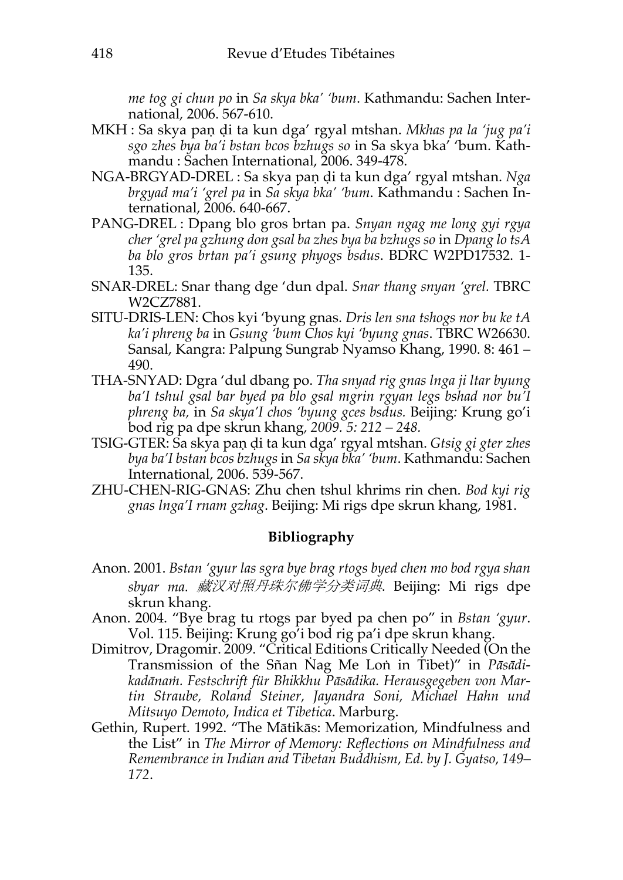*me tog gi chun po* in *Sa skya bka' 'bum*. Kathmandu: Sachen International, 2006. 567-610.

MKH : Sa skya paṇ ḍi ta kun dga' rgyal mtshan. *Mkhas pa la 'jug pa'i sgo zhes bya ba'i bstan bcos bzhugs so* in Sa skya bka' 'bum. Kathmandu : Sachen International, 2006. 349-478.

NGA-BRGYAD-DREL : Sa skya paṇ ḍi ta kun dga' rgyal mtshan. *Nga brgyad ma'i 'grel pa* in *Sa skya bka' 'bum*. Kathmandu : Sachen International, 2006. 640-667.

PANG-DREL : Dpang blo gros brtan pa. *Snyan ngag me long gyi rgya cher 'grel pa gzhung don gsal ba zhes bya ba bzhugs so* in *Dpang lo tsA ba blo gros brtan pa'i gsung phyogs bsdus*. BDRC W2PD17532. 1-135.

SNAR-DREL: Snar thang dge 'dun dpal. *Snar thang snyan 'grel.* TBRC W2CZ7881.

SITU-DRIS-LEN: Chos kyi 'byung gnas. *Dris len sna tshogs nor bu ke tA ka'i phreng ba* in *Gsung 'bum Chos kyi 'byung gnas*. TBRC W26630. Sansal, Kangra: Palpung Sungrab Nyamso Khang, 1990. 8: 461 – 490.

THA-SNYAD: Dgra 'dul dbang po. *Tha snyad rig gnas lnga ji ltar byung ba'I tshul gsal bar byed pa blo gsal mgrin rgyan legs bshad nor bu'I phreng ba,* in *Sa skya'I chos 'byung gces bsdus.* Beijing*:* Krung go'i bod rig pa dpe skrun khang*, 2009. 5: 212 – 248.*

TSIG-GTER: Sa skya paṇ ḍi ta kun dga' rgyal mtshan. *Gtsig gi gter zhes bya ba'I bstan bcos bzhugs* in *Sa skya bka' 'bum*. Kathmandu: Sachen International, 2006. 539-567.

ZHU-CHEN-RIG-GNAS: Zhu chen tshul khrims rin chen. *Bod kyi rig gnas lnga'I rnam gzhag*. Beijing: Mi rigs dpe skrun khang, 1981.

## Bibliography

Anon. 2001. *Bstan 'gyur las sgra bye brag rtogs byed chen mo bod rgya shan sbyar ma. 藏汉对照丹珠尔佛学分类词典*. Beijing: Mi rigs dpe skrun khang.

Anon. 2004. "Bye brag tu rtogs par byed pa chen po" in *Bstan 'gyur*. Vol. 115. Beijing: Krung go'i bod rig pa'i dpe skrun khang.

Dimitrov, Dragomir. 2009. "Critical Editions Critically Needed (On the Transmission of the Sñan Ṅag Me Loṅ in Tibet)" in *Pāsādikadānaṁ. Festschrift für Bhikkhu Pāsādika. Herausgegeben von Martin Straube, Roland Steiner, Jayandra Soni, Michael Hahn und Mitsuyo Demoto*, *Indica et Tibetica*. Marburg.

Gethin, Rupert. 1992. "The Mātikās: Memorization, Mindfulness and the List" in *The Mirror of Memory: Reflections on Mindfulness and Remembrance in Indian and Tibetan Buddhism, Ed. by J. Gyatso, 149–172*.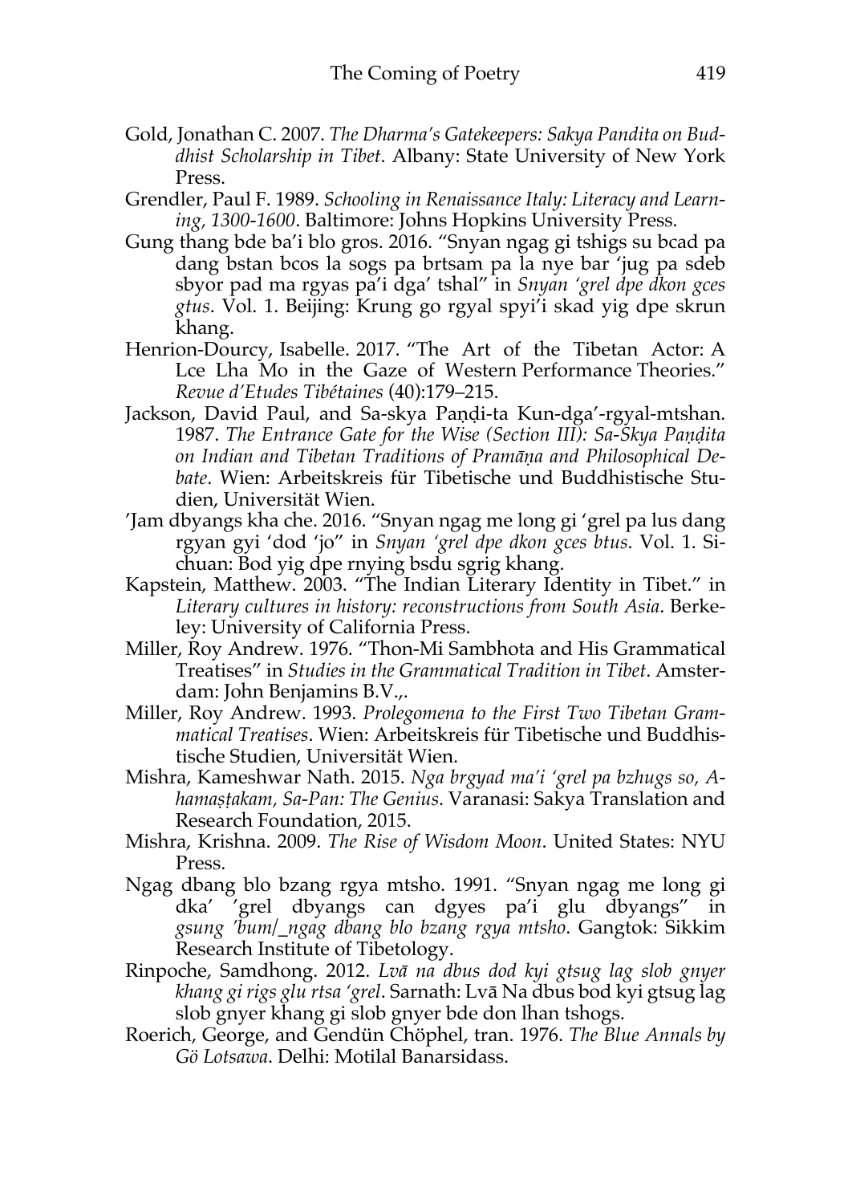Gold, Jonathan C. 2007. *The Dharma's Gatekeepers: Sakya Pandita on Buddhist Scholarship in Tibet*. Albany: State University of New York Press.

Grendler, Paul F. 1989. *Schooling in Renaissance Italy: Literacy and Learning, 1300-1600*. Baltimore: Johns Hopkins University Press.

Gung thang bde ba'i blo gros. 2016. "Snyan ngag gi tshigs su bcad pa dang bstan bcos la sogs pa brtsam pa la nye bar 'jug pa sdeb sbyor pad ma rgyas pa'i dga' tshal" in *Snyan 'grel dpe dkon gces gtus*. Vol. 1. Beijing: Krung go rgyal spyi'i skad yig dpe skrun khang.

Henrion-Dourcy, Isabelle. 2017. "The Art of the Tibetan Actor: A Lce Lha Mo in the Gaze of Western Performance Theories." *Revue d'Etudes Tibétaines* (40):179–215.

Jackson, David Paul, and Sa-skya Paṇḍi-ta Kun-dga'-rgyal-mtshan. 1987. *The Entrance Gate for the Wise (Section III): Sa-Skya Paṇḍita on Indian and Tibetan Traditions of Pramāṇa and Philosophical Debate*. Wien: Arbeitskreis für Tibetische und Buddhistische Studien, Universität Wien.

'Jam dbyangs kha che. 2016. "Snyan ngag me long gi 'grel pa lus dang rgyan gyi 'dod 'jo" in *Snyan 'grel dpe dkon gces btus*. Vol. 1. Sichuan: Bod yig dpe rnying bsdu sgrig khang.

Kapstein, Matthew. 2003. "The Indian Literary Identity in Tibet." in *Literary cultures in history: reconstructions from South Asia*. Berkeley: University of California Press.

Miller, Roy Andrew. 1976. "Thon-Mi Sambhota and His Grammatical Treatises" in *Studies in the Grammatical Tradition in Tibet*. Amsterdam: John Benjamins B.V.,.

Miller, Roy Andrew. 1993. *Prolegomena to the First Two Tibetan Grammatical Treatises*. Wien: Arbeitskreis für Tibetische und Buddhistische Studien, Universität Wien.

Mishra, Kameshwar Nath. 2015. *Nga brgyad ma'i 'grel pa bzhugs so, Ahamaṣṭakam, Sa-Pan: The Genius*. Varanasi: Sakya Translation and Research Foundation, 2015.

Mishra, Krishna. 2009. *The Rise of Wisdom Moon*. United States: NYU Press.

Ngag dbang blo bzang rgya mtsho. 1991. "Snyan ngag me long gi dka' 'grel dbyangs can dgyes pa'i glu dbyangs" in *gsung 'bum/_ngag dbang blo bzang rgya mtsho*. Gangtok: Sikkim Research Institute of Tibetology.

Rinpoche, Samdhong. 2012. *Lvā na dbus dod kyi gtsug lag slob gnyer khang gi rigs glu rtsa 'grel*. Sarnath: Lvā Na dbus bod kyi gtsug lag slob gnyer khang gi slob gnyer bde don lhan tshogs.

Roerich, George, and Gendün Chöphel, tran. 1976. *The Blue Annals by Gö Lotsawa*. Delhi: Motilal Banarsidass.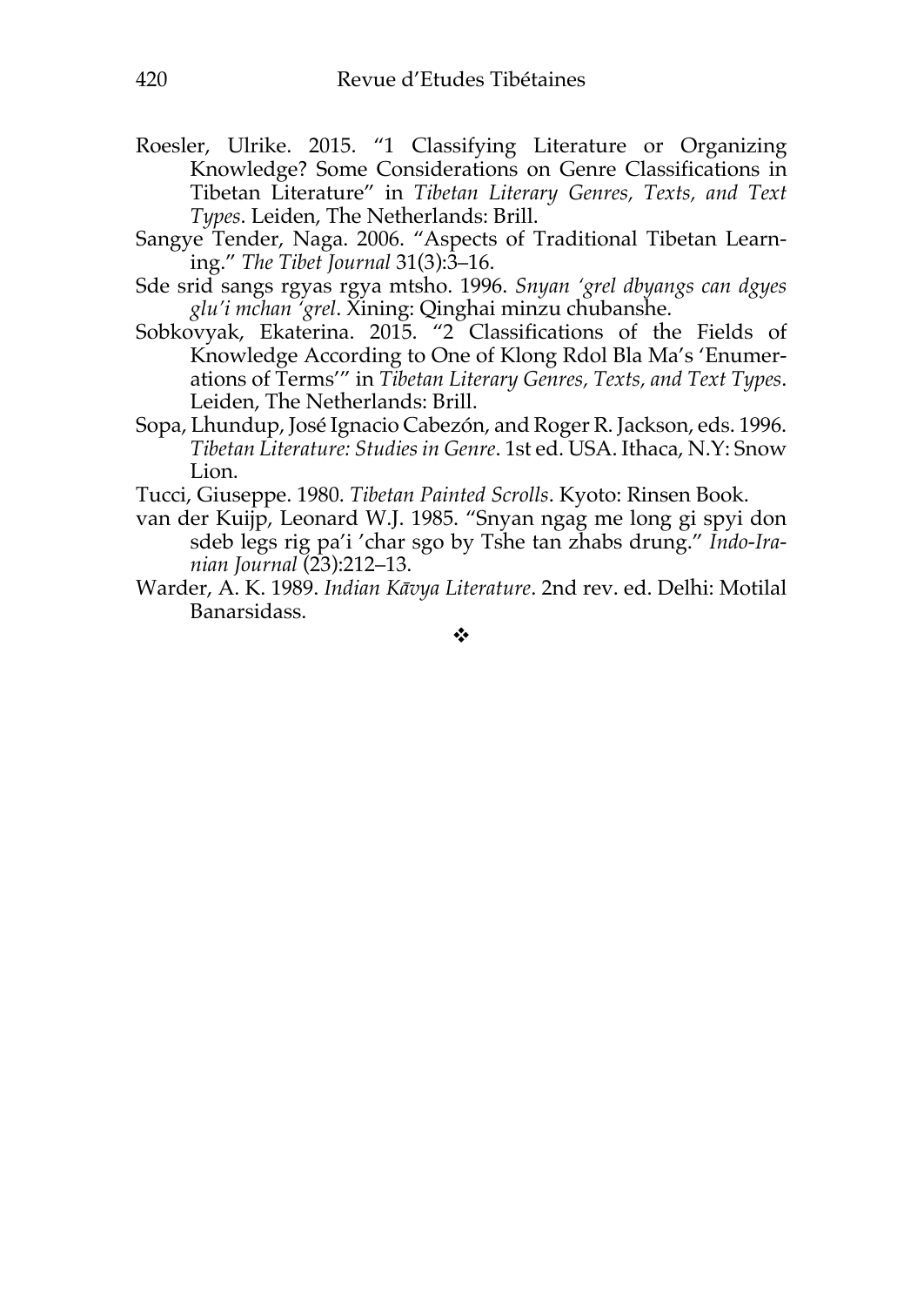Roesler, Ulrike. 2015. "1 Classifying Literature or Organizing Knowledge? Some Considerations on Genre Classifications in Tibetan Literature" in *Tibetan Literary Genres, Texts, and Text Types*. Leiden, The Netherlands: Brill.

Sangye Tender, Naga. 2006. "Aspects of Traditional Tibetan Learning." *The Tibet Journal* 31(3):3–16.

Sde srid sangs rgyas rgya mtsho. 1996. *Snyan 'grel dbyangs can dgyes glu'i mchan 'grel*. Xining: Qinghai minzu chubanshe.

Sobkovyak, Ekaterina. 2015. "2 Classifications of the Fields of Knowledge According to One of Klong Rdol Bla Ma's 'Enumerations of Terms'" in *Tibetan Literary Genres, Texts, and Text Types*. Leiden, The Netherlands: Brill.

Sopa, Lhundup, José Ignacio Cabezón, and Roger R. Jackson, eds. 1996. *Tibetan Literature: Studies in Genre*. 1st ed. USA. Ithaca, N.Y: Snow Lion.

Tucci, Giuseppe. 1980. *Tibetan Painted Scrolls*. Kyoto: Rinsen Book.

van der Kuijp, Leonard W.J. 1985. "Snyan ngag me long gi spyi don sdeb legs rig pa'i 'char sgo by Tshe tan zhabs drung." *Indo-Iranian Journal* (23):212–13.

Warder, A. K. 1989. *Indian Kāvya Literature*. 2nd rev. ed. Delhi: Motilal Banarsidass.

❖